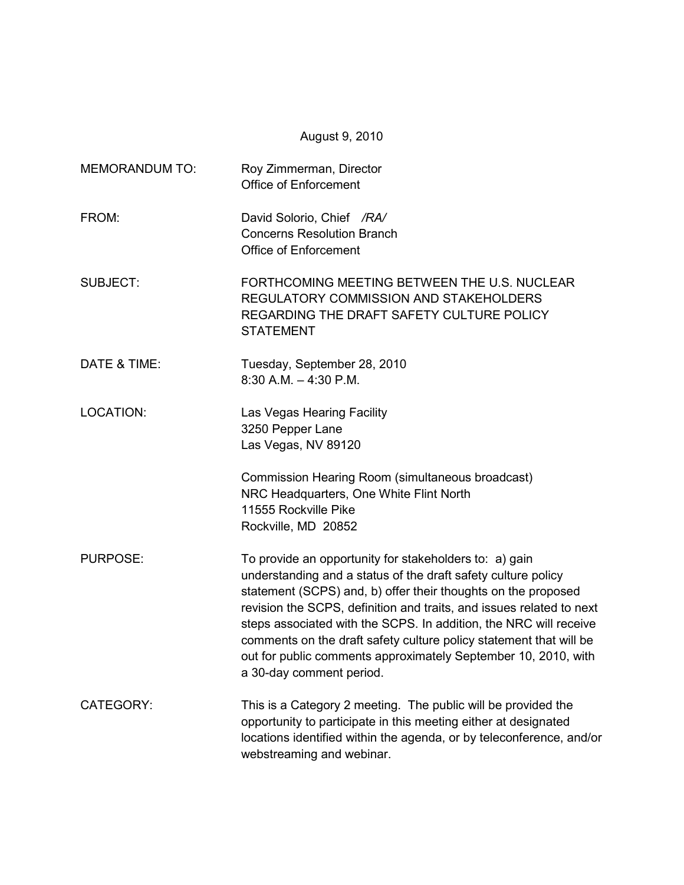August 9, 2010

| | |
|---|---|
| MEMORANDUM TO: | Roy Zimmerman, Director<br>Office of Enforcement |
| FROM: | David Solorio, Chief /RA/<br>Concerns Resolution Branch<br>Office of Enforcement |
| SUBJECT: | FORTHCOMING MEETING BETWEEN THE U.S. NUCLEAR REGULATORY COMMISSION AND STAKEHOLDERS REGARDING THE DRAFT SAFETY CULTURE POLICY STATEMENT |
| DATE & TIME: | Tuesday, September 28, 2010<br>8:30 A.M. – 4:30 P.M. |
| LOCATION: | Las Vegas Hearing Facility<br>3250 Pepper Lane<br>Las Vegas, NV 89120<br><br>Commission Hearing Room (simultaneous broadcast)<br>NRC Headquarters, One White Flint North<br>11555 Rockville Pike<br>Rockville, MD 20852 |
| PURPOSE: | To provide an opportunity for stakeholders to: a) gain understanding and a status of the draft safety culture policy statement (SCPS) and, b) offer their thoughts on the proposed revision the SCPS, definition and traits, and issues related to next steps associated with the SCPS. In addition, the NRC will receive comments on the draft safety culture policy statement that will be out for public comments approximately September 10, 2010, with a 30-day comment period. |
| CATEGORY: | This is a Category 2 meeting. The public will be provided the opportunity to participate in this meeting either at designated locations identified within the agenda, or by teleconference, and/or webstreaming and webinar. |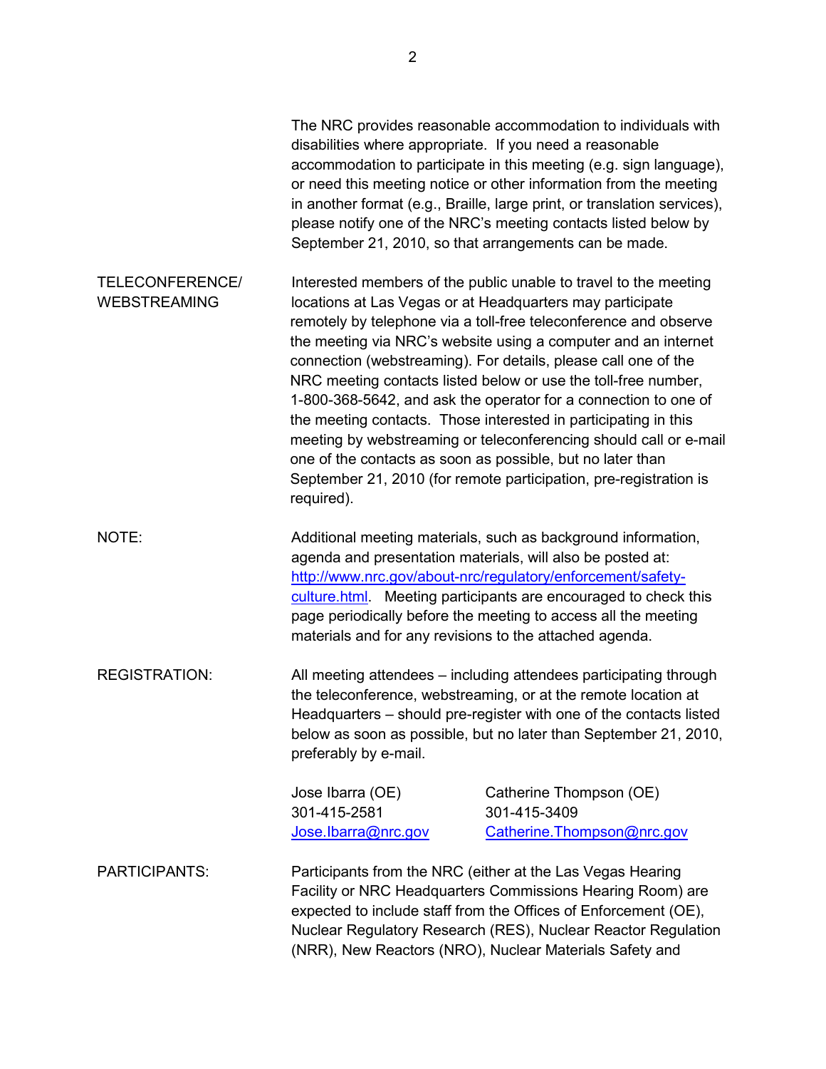The NRC provides reasonable accommodation to individuals with disabilities where appropriate. If you need a reasonable accommodation to participate in this meeting (e.g. sign language), or need this meeting notice or other information from the meeting in another format (e.g., Braille, large print, or translation services), please notify one of the NRC's meeting contacts listed below by September 21, 2010, so that arrangements can be made.

**TELECONFERENCE/ WEBSTREAMING:** Interested members of the public unable to travel to the meeting locations at Las Vegas or at Headquarters may participate remotely by telephone via a toll-free teleconference and observe the meeting via NRC's website using a computer and an internet connection (webstreaming). For details, please call one of the NRC meeting contacts listed below or use the toll-free number, 1-800-368-5642, and ask the operator for a connection to one of the meeting contacts. Those interested in participating in this meeting by webstreaming or teleconferencing should call or e-mail one of the contacts as soon as possible, but no later than September 21, 2010 (for remote participation, pre-registration is required).

**NOTE:** Additional meeting materials, such as background information, agenda and presentation materials, will also be posted at: http://www.nrc.gov/about-nrc/regulatory/enforcement/safety-culture.html. Meeting participants are encouraged to check this page periodically before the meeting to access all the meeting materials and for any revisions to the attached agenda.

**REGISTRATION:** All meeting attendees – including attendees participating through the teleconference, webstreaming, or at the remote location at Headquarters – should pre-register with one of the contacts listed below as soon as possible, but no later than September 21, 2010, preferably by e-mail.

| Jose Ibarra (OE) | Catherine Thompson (OE) |
|---|---|
| 301-415-2581 | 301-415-3409 |
| Jose.Ibarra@nrc.gov | Catherine.Thompson@nrc.gov |

**PARTICIPANTS:** Participants from the NRC (either at the Las Vegas Hearing Facility or NRC Headquarters Commissions Hearing Room) are expected to include staff from the Offices of Enforcement (OE), Nuclear Regulatory Research (RES), Nuclear Reactor Regulation (NRR), New Reactors (NRO), Nuclear Materials Safety and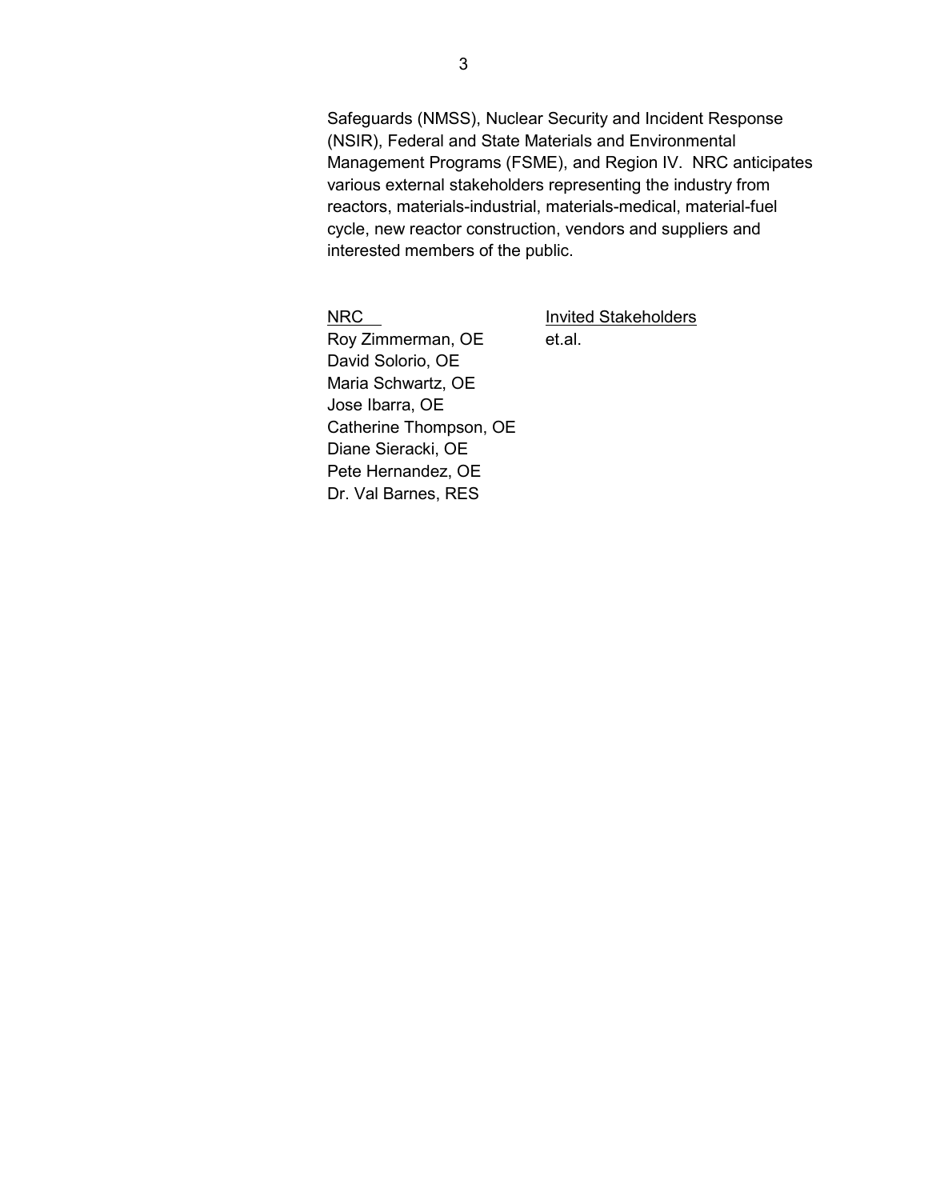Safeguards (NMSS), Nuclear Security and Incident Response (NSIR), Federal and State Materials and Environmental Management Programs (FSME), and Region IV. NRC anticipates various external stakeholders representing the industry from reactors, materials-industrial, materials-medical, material-fuel cycle, new reactor construction, vendors and suppliers and interested members of the public.

| NRC | Invited Stakeholders |
|---|---|
| Roy Zimmerman, OE | et.al. |
| David Solorio, OE | |
| Maria Schwartz, OE | |
| Jose Ibarra, OE | |
| Catherine Thompson, OE | |
| Diane Sieracki, OE | |
| Pete Hernandez, OE | |
| Dr. Val Barnes, RES | |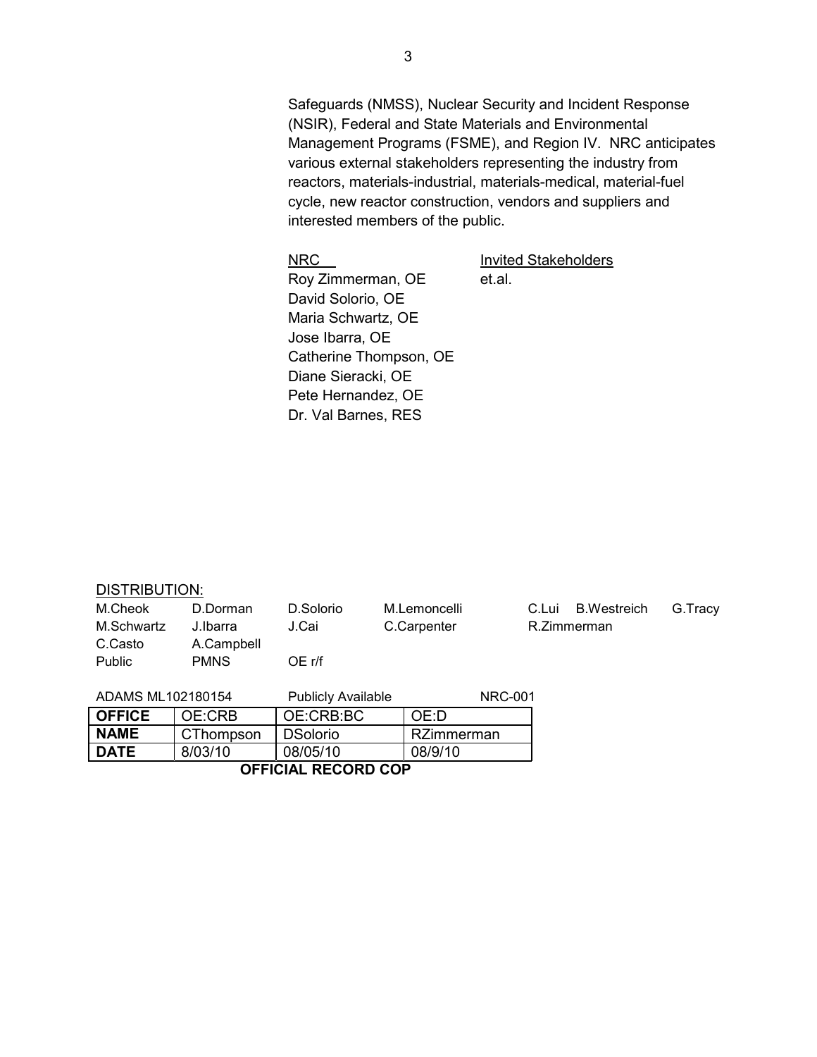Safeguards (NMSS), Nuclear Security and Incident Response (NSIR), Federal and State Materials and Environmental Management Programs (FSME), and Region IV. NRC anticipates various external stakeholders representing the industry from reactors, materials-industrial, materials-medical, material-fuel cycle, new reactor construction, vendors and suppliers and interested members of the public.

| NRC | Invited Stakeholders |
|---|---|
| Roy Zimmerman, OE | et.al. |
| David Solorio, OE | |
| Maria Schwartz, OE | |
| Jose Ibarra, OE | |
| Catherine Thompson, OE | |
| Diane Sieracki, OE | |
| Pete Hernandez, OE | |
| Dr. Val Barnes, RES | |

DISTRIBUTION:

| | | | | | | |
|---|---|---|---|---|---|---|
| M.Cheok | D.Dorman | D.Solorio | M.Lemoncelli | C.Lui | B.Westreich | G.Tracy |
| M.Schwartz | J.Ibarra | J.Cai | C.Carpenter | R.Zimmerman | | |
| C.Casto | A.Campbell | | | | | |
| Public | PMNS | OE r/f | | | | |

ADAMS ML102180154 Publicly Available NRC-001

| OFFICE | OE:CRB | OE:CRB:BC | OE:D |
|---|---|---|---|
| NAME | CThompson | DSolorio | RZimmerman |
| DATE | 8/03/10 | 08/05/10 | 08/9/10 |

**OFFICIAL RECORD COP**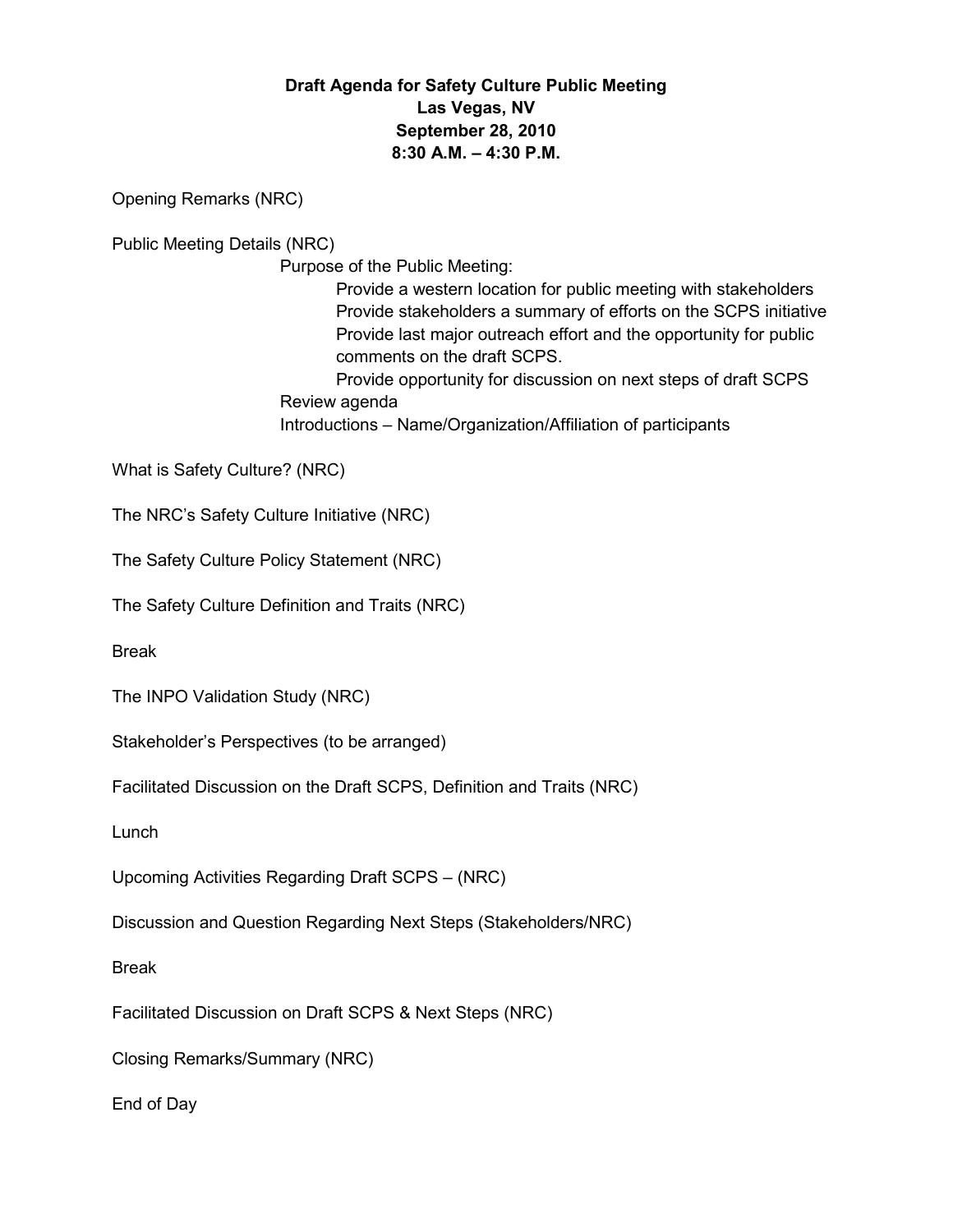# Draft Agenda for Safety Culture Public Meeting

**Las Vegas, NV**
**September 28, 2010**
**8:30 A.M. – 4:30 P.M.**

Opening Remarks (NRC)

Public Meeting Details (NRC)

- Purpose of the Public Meeting:
  - Provide a western location for public meeting with stakeholders
  - Provide stakeholders a summary of efforts on the SCPS initiative
  - Provide last major outreach effort and the opportunity for public comments on the draft SCPS.
  - Provide opportunity for discussion on next steps of draft SCPS
- Review agenda
- Introductions – Name/Organization/Affiliation of participants

What is Safety Culture? (NRC)

The NRC's Safety Culture Initiative (NRC)

The Safety Culture Policy Statement (NRC)

The Safety Culture Definition and Traits (NRC)

Break

The INPO Validation Study (NRC)

Stakeholder's Perspectives (to be arranged)

Facilitated Discussion on the Draft SCPS, Definition and Traits (NRC)

Lunch

Upcoming Activities Regarding Draft SCPS – (NRC)

Discussion and Question Regarding Next Steps (Stakeholders/NRC)

Break

Facilitated Discussion on Draft SCPS & Next Steps (NRC)

Closing Remarks/Summary (NRC)

End of Day